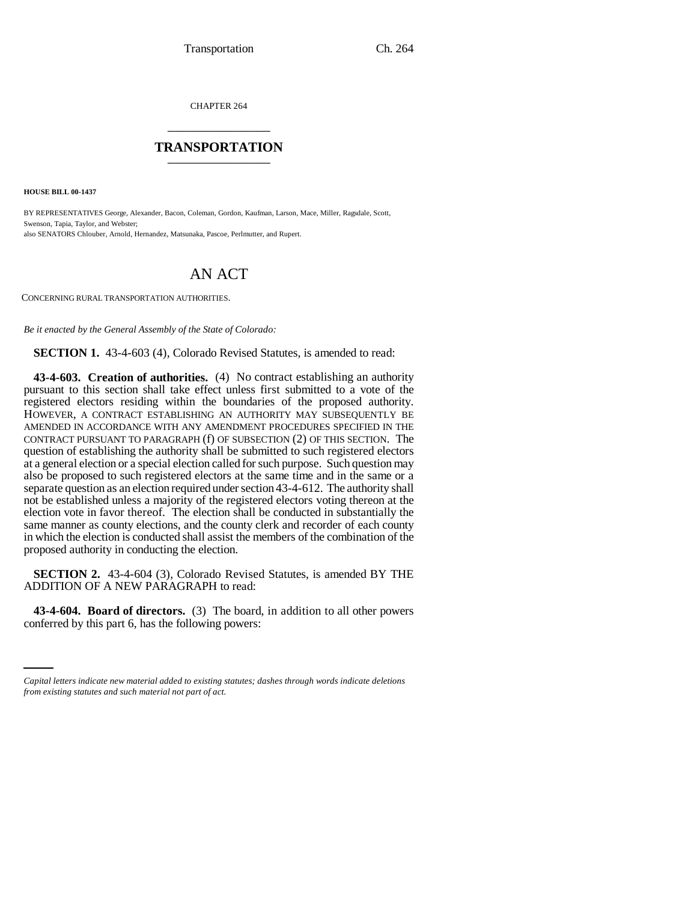CHAPTER 264

# TRANSPORTATION

**HOUSE BILL 00-1437**

BY REPRESENTATIVES George, Alexander, Bacon, Coleman, Gordon, Kaufman, Larson, Mace, Miller, Ragsdale, Scott, Swenson, Tapia, Taylor, and Webster;
also SENATORS Chlouber, Arnold, Hernandez, Matsunaka, Pascoe, Perlmutter, and Rupert.

# AN ACT

CONCERNING RURAL TRANSPORTATION AUTHORITIES.

*Be it enacted by the General Assembly of the State of Colorado:*

**SECTION 1.** 43-4-603 (4), Colorado Revised Statutes, is amended to read:

**43-4-603. Creation of authorities.** (4) No contract establishing an authority pursuant to this section shall take effect unless first submitted to a vote of the registered electors residing within the boundaries of the proposed authority. HOWEVER, A CONTRACT ESTABLISHING AN AUTHORITY MAY SUBSEQUENTLY BE AMENDED IN ACCORDANCE WITH ANY AMENDMENT PROCEDURES SPECIFIED IN THE CONTRACT PURSUANT TO PARAGRAPH (f) OF SUBSECTION (2) OF THIS SECTION. The question of establishing the authority shall be submitted to such registered electors at a general election or a special election called for such purpose. Such question may also be proposed to such registered electors at the same time and in the same or a separate question as an election required under section 43-4-612. The authority shall not be established unless a majority of the registered electors voting thereon at the election vote in favor thereof. The election shall be conducted in substantially the same manner as county elections, and the county clerk and recorder of each county in which the election is conducted shall assist the members of the combination of the proposed authority in conducting the election.

**SECTION 2.** 43-4-604 (3), Colorado Revised Statutes, is amended BY THE ADDITION OF A NEW PARAGRAPH to read:

**43-4-604. Board of directors.** (3) The board, in addition to all other powers conferred by this part 6, has the following powers:

*Capital letters indicate new material added to existing statutes; dashes through words indicate deletions from existing statutes and such material not part of act.*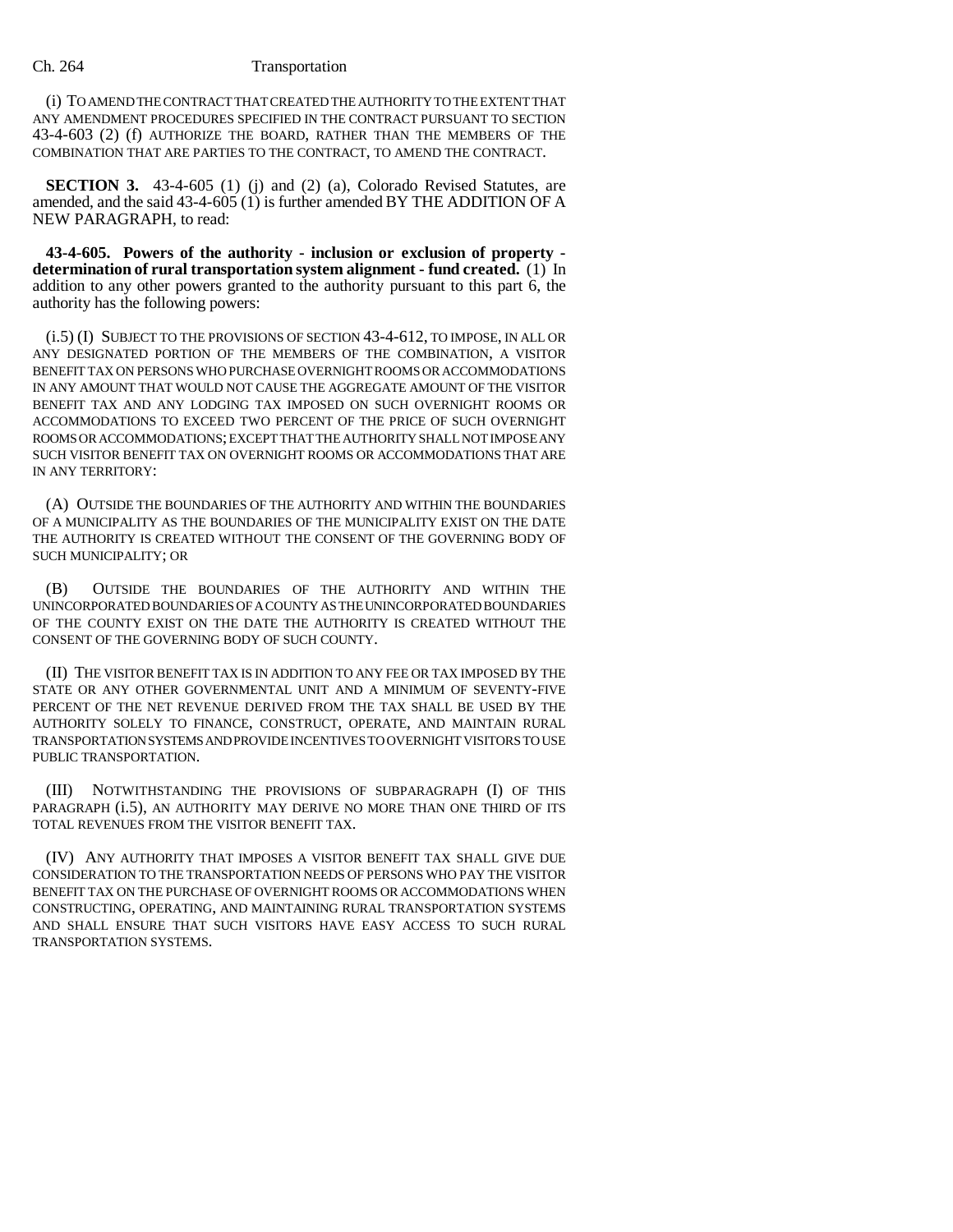(i) TO AMEND THE CONTRACT THAT CREATED THE AUTHORITY TO THE EXTENT THAT ANY AMENDMENT PROCEDURES SPECIFIED IN THE CONTRACT PURSUANT TO SECTION 43-4-603 (2) (f) AUTHORIZE THE BOARD, RATHER THAN THE MEMBERS OF THE COMBINATION THAT ARE PARTIES TO THE CONTRACT, TO AMEND THE CONTRACT.

**SECTION 3.** 43-4-605 (1) (j) and (2) (a), Colorado Revised Statutes, are amended, and the said 43-4-605 (1) is further amended BY THE ADDITION OF A NEW PARAGRAPH, to read:

**43-4-605. Powers of the authority - inclusion or exclusion of property - determination of rural transportation system alignment - fund created.** (1) In addition to any other powers granted to the authority pursuant to this part 6, the authority has the following powers:

(i.5) (I) SUBJECT TO THE PROVISIONS OF SECTION 43-4-612, TO IMPOSE, IN ALL OR ANY DESIGNATED PORTION OF THE MEMBERS OF THE COMBINATION, A VISITOR BENEFIT TAX ON PERSONS WHO PURCHASE OVERNIGHT ROOMS OR ACCOMMODATIONS IN ANY AMOUNT THAT WOULD NOT CAUSE THE AGGREGATE AMOUNT OF THE VISITOR BENEFIT TAX AND ANY LODGING TAX IMPOSED ON SUCH OVERNIGHT ROOMS OR ACCOMMODATIONS TO EXCEED TWO PERCENT OF THE PRICE OF SUCH OVERNIGHT ROOMS OR ACCOMMODATIONS; EXCEPT THAT THE AUTHORITY SHALL NOT IMPOSE ANY SUCH VISITOR BENEFIT TAX ON OVERNIGHT ROOMS OR ACCOMMODATIONS THAT ARE IN ANY TERRITORY:

(A) OUTSIDE THE BOUNDARIES OF THE AUTHORITY AND WITHIN THE BOUNDARIES OF A MUNICIPALITY AS THE BOUNDARIES OF THE MUNICIPALITY EXIST ON THE DATE THE AUTHORITY IS CREATED WITHOUT THE CONSENT OF THE GOVERNING BODY OF SUCH MUNICIPALITY; OR

(B) OUTSIDE THE BOUNDARIES OF THE AUTHORITY AND WITHIN THE UNINCORPORATED BOUNDARIES OF A COUNTY AS THE UNINCORPORATED BOUNDARIES OF THE COUNTY EXIST ON THE DATE THE AUTHORITY IS CREATED WITHOUT THE CONSENT OF THE GOVERNING BODY OF SUCH COUNTY.

(II) THE VISITOR BENEFIT TAX IS IN ADDITION TO ANY FEE OR TAX IMPOSED BY THE STATE OR ANY OTHER GOVERNMENTAL UNIT AND A MINIMUM OF SEVENTY-FIVE PERCENT OF THE NET REVENUE DERIVED FROM THE TAX SHALL BE USED BY THE AUTHORITY SOLELY TO FINANCE, CONSTRUCT, OPERATE, AND MAINTAIN RURAL TRANSPORTATION SYSTEMS AND PROVIDE INCENTIVES TO OVERNIGHT VISITORS TO USE PUBLIC TRANSPORTATION.

(III) NOTWITHSTANDING THE PROVISIONS OF SUBPARAGRAPH (I) OF THIS PARAGRAPH (i.5), AN AUTHORITY MAY DERIVE NO MORE THAN ONE THIRD OF ITS TOTAL REVENUES FROM THE VISITOR BENEFIT TAX.

(IV) ANY AUTHORITY THAT IMPOSES A VISITOR BENEFIT TAX SHALL GIVE DUE CONSIDERATION TO THE TRANSPORTATION NEEDS OF PERSONS WHO PAY THE VISITOR BENEFIT TAX ON THE PURCHASE OF OVERNIGHT ROOMS OR ACCOMMODATIONS WHEN CONSTRUCTING, OPERATING, AND MAINTAINING RURAL TRANSPORTATION SYSTEMS AND SHALL ENSURE THAT SUCH VISITORS HAVE EASY ACCESS TO SUCH RURAL TRANSPORTATION SYSTEMS.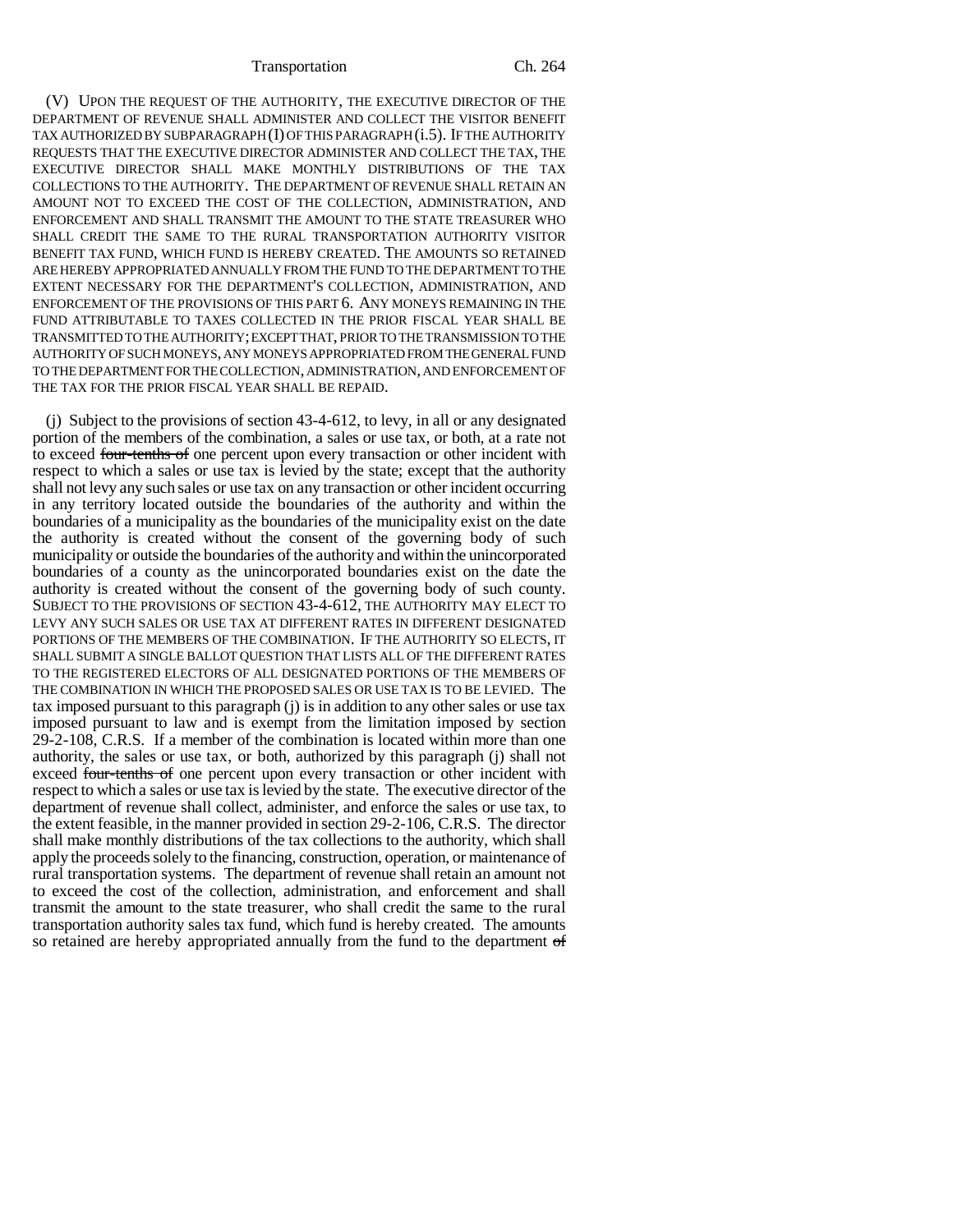(V) UPON THE REQUEST OF THE AUTHORITY, THE EXECUTIVE DIRECTOR OF THE DEPARTMENT OF REVENUE SHALL ADMINISTER AND COLLECT THE VISITOR BENEFIT TAX AUTHORIZED BY SUBPARAGRAPH (I) OF THIS PARAGRAPH (i.5). IF THE AUTHORITY REQUESTS THAT THE EXECUTIVE DIRECTOR ADMINISTER AND COLLECT THE TAX, THE EXECUTIVE DIRECTOR SHALL MAKE MONTHLY DISTRIBUTIONS OF THE TAX COLLECTIONS TO THE AUTHORITY. THE DEPARTMENT OF REVENUE SHALL RETAIN AN AMOUNT NOT TO EXCEED THE COST OF THE COLLECTION, ADMINISTRATION, AND ENFORCEMENT AND SHALL TRANSMIT THE AMOUNT TO THE STATE TREASURER WHO SHALL CREDIT THE SAME TO THE RURAL TRANSPORTATION AUTHORITY VISITOR BENEFIT TAX FUND, WHICH FUND IS HEREBY CREATED. THE AMOUNTS SO RETAINED ARE HEREBY APPROPRIATED ANNUALLY FROM THE FUND TO THE DEPARTMENT TO THE EXTENT NECESSARY FOR THE DEPARTMENT'S COLLECTION, ADMINISTRATION, AND ENFORCEMENT OF THE PROVISIONS OF THIS PART 6. ANY MONEYS REMAINING IN THE FUND ATTRIBUTABLE TO TAXES COLLECTED IN THE PRIOR FISCAL YEAR SHALL BE TRANSMITTED TO THE AUTHORITY; EXCEPT THAT, PRIOR TO THE TRANSMISSION TO THE AUTHORITY OF SUCH MONEYS, ANY MONEYS APPROPRIATED FROM THE GENERAL FUND TO THE DEPARTMENT FOR THE COLLECTION, ADMINISTRATION, AND ENFORCEMENT OF THE TAX FOR THE PRIOR FISCAL YEAR SHALL BE REPAID.

(j) Subject to the provisions of section 43-4-612, to levy, in all or any designated portion of the members of the combination, a sales or use tax, or both, at a rate not to exceed ~~four-tenths of~~ one percent upon every transaction or other incident with respect to which a sales or use tax is levied by the state; except that the authority shall not levy any such sales or use tax on any transaction or other incident occurring in any territory located outside the boundaries of the authority and within the boundaries of a municipality as the boundaries of the municipality exist on the date the authority is created without the consent of the governing body of such municipality or outside the boundaries of the authority and within the unincorporated boundaries of a county as the unincorporated boundaries exist on the date the authority is created without the consent of the governing body of such county. SUBJECT TO THE PROVISIONS OF SECTION 43-4-612, THE AUTHORITY MAY ELECT TO LEVY ANY SUCH SALES OR USE TAX AT DIFFERENT RATES IN DIFFERENT DESIGNATED PORTIONS OF THE MEMBERS OF THE COMBINATION. IF THE AUTHORITY SO ELECTS, IT SHALL SUBMIT A SINGLE BALLOT QUESTION THAT LISTS ALL OF THE DIFFERENT RATES TO THE REGISTERED ELECTORS OF ALL DESIGNATED PORTIONS OF THE MEMBERS OF THE COMBINATION IN WHICH THE PROPOSED SALES OR USE TAX IS TO BE LEVIED. The tax imposed pursuant to this paragraph (j) is in addition to any other sales or use tax imposed pursuant to law and is exempt from the limitation imposed by section 29-2-108, C.R.S. If a member of the combination is located within more than one authority, the sales or use tax, or both, authorized by this paragraph (j) shall not exceed ~~four-tenths of~~ one percent upon every transaction or other incident with respect to which a sales or use tax is levied by the state. The executive director of the department of revenue shall collect, administer, and enforce the sales or use tax, to the extent feasible, in the manner provided in section 29-2-106, C.R.S. The director shall make monthly distributions of the tax collections to the authority, which shall apply the proceeds solely to the financing, construction, operation, or maintenance of rural transportation systems. The department of revenue shall retain an amount not to exceed the cost of the collection, administration, and enforcement and shall transmit the amount to the state treasurer, who shall credit the same to the rural transportation authority sales tax fund, which fund is hereby created. The amounts so retained are hereby appropriated annually from the fund to the department ~~of~~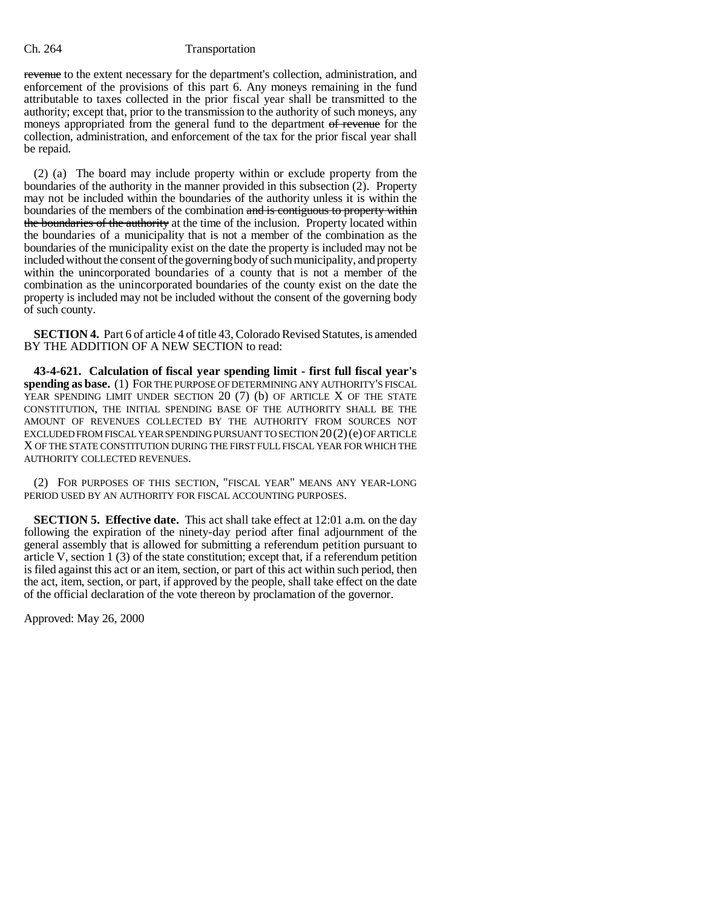revenue to the extent necessary for the department's collection, administration, and enforcement of the provisions of this part 6. Any moneys remaining in the fund attributable to taxes collected in the prior fiscal year shall be transmitted to the authority; except that, prior to the transmission to the authority of such moneys, any moneys appropriated from the general fund to the department of revenue for the collection, administration, and enforcement of the tax for the prior fiscal year shall be repaid.

(2) (a) The board may include property within or exclude property from the boundaries of the authority in the manner provided in this subsection (2). Property may not be included within the boundaries of the authority unless it is within the boundaries of the members of the combination and is contiguous to property within the boundaries of the authority at the time of the inclusion. Property located within the boundaries of a municipality that is not a member of the combination as the boundaries of the municipality exist on the date the property is included may not be included without the consent of the governing body of such municipality, and property within the unincorporated boundaries of a county that is not a member of the combination as the unincorporated boundaries of the county exist on the date the property is included may not be included without the consent of the governing body of such county.

**SECTION 4.** Part 6 of article 4 of title 43, Colorado Revised Statutes, is amended BY THE ADDITION OF A NEW SECTION to read:

**43-4-621. Calculation of fiscal year spending limit - first full fiscal year's spending as base.** (1) FOR THE PURPOSE OF DETERMINING ANY AUTHORITY'S FISCAL YEAR SPENDING LIMIT UNDER SECTION 20 (7) (b) OF ARTICLE X OF THE STATE CONSTITUTION, THE INITIAL SPENDING BASE OF THE AUTHORITY SHALL BE THE AMOUNT OF REVENUES COLLECTED BY THE AUTHORITY FROM SOURCES NOT EXCLUDED FROM FISCAL YEAR SPENDING PURSUANT TO SECTION 20 (2) (e) OF ARTICLE X OF THE STATE CONSTITUTION DURING THE FIRST FULL FISCAL YEAR FOR WHICH THE AUTHORITY COLLECTED REVENUES.

(2) FOR PURPOSES OF THIS SECTION, "FISCAL YEAR" MEANS ANY YEAR-LONG PERIOD USED BY AN AUTHORITY FOR FISCAL ACCOUNTING PURPOSES.

**SECTION 5. Effective date.** This act shall take effect at 12:01 a.m. on the day following the expiration of the ninety-day period after final adjournment of the general assembly that is allowed for submitting a referendum petition pursuant to article V, section 1 (3) of the state constitution; except that, if a referendum petition is filed against this act or an item, section, or part of this act within such period, then the act, item, section, or part, if approved by the people, shall take effect on the date of the official declaration of the vote thereon by proclamation of the governor.

Approved: May 26, 2000